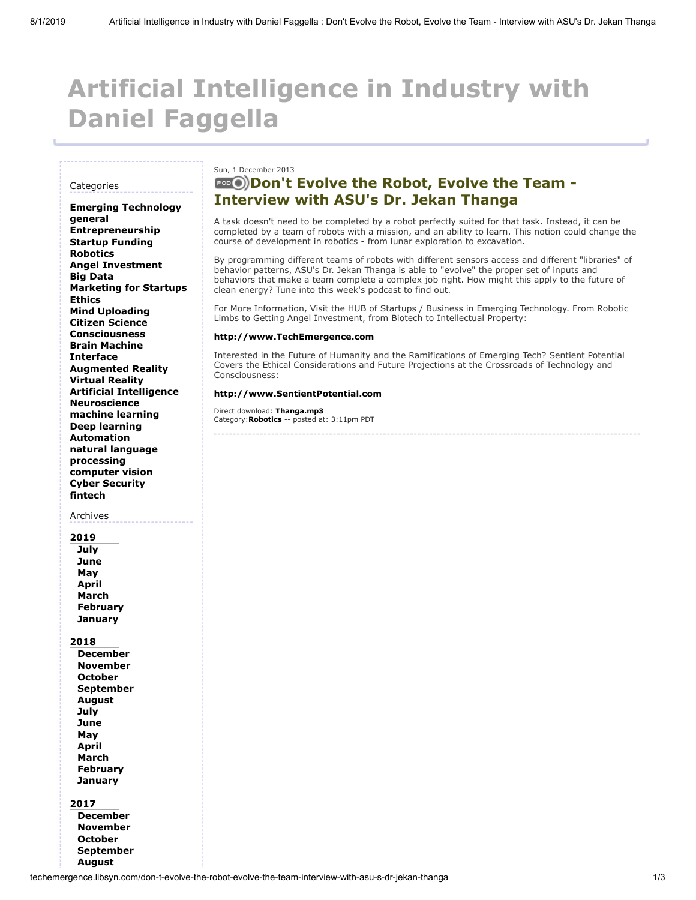# Artificial Intelligence in Industry with Daniel Faggella

Categories

**Emerging Technology**
**general**
**Entrepreneurship**
**Startup Funding**
**Robotics**
**Angel Investment**
**Big Data**
**Marketing for Startups**
**Ethics**
**Mind Uploading**
**Citizen Science**
**Consciousness**
**Brain Machine Interface**
**Augmented Reality**
**Virtual Reality**
**Artificial Intelligence**
**Neuroscience**
**machine learning**
**Deep learning**
**Automation**
**natural language processing**
**computer vision**
**Cyber Security**
**fintech**

Archives

**2019**
- **July**
- **June**
- **May**
- **April**
- **March**
- **February**
- **January**

**2018**
- **December**
- **November**
- **October**
- **September**
- **August**
- **July**
- **June**
- **May**
- **April**
- **March**
- **February**
- **January**

**2017**
- **December**
- **November**
- **October**
- **September**
- **August**

Sun, 1 December 2013

## Don't Evolve the Robot, Evolve the Team - Interview with ASU's Dr. Jekan Thanga

A task doesn't need to be completed by a robot perfectly suited for that task. Instead, it can be completed by a team of robots with a mission, and an ability to learn. This notion could change the course of development in robotics - from lunar exploration to excavation.

By programming different teams of robots with different sensors access and different "libraries" of behavior patterns, ASU's Dr. Jekan Thanga is able to "evolve" the proper set of inputs and behaviors that make a team complete a complex job right. How might this apply to the future of clean energy? Tune into this week's podcast to find out.

For More Information, Visit the HUB of Startups / Business in Emerging Technology. From Robotic Limbs to Getting Angel Investment, from Biotech to Intellectual Property:

**http://www.TechEmergence.com**

Interested in the Future of Humanity and the Ramifications of Emerging Tech? Sentient Potential Covers the Ethical Considerations and Future Projections at the Crossroads of Technology and Consciousness:

**http://www.SentientPotential.com**

Direct download: **Thanga.mp3**
Category:**Robotics** -- posted at: 3:11pm PDT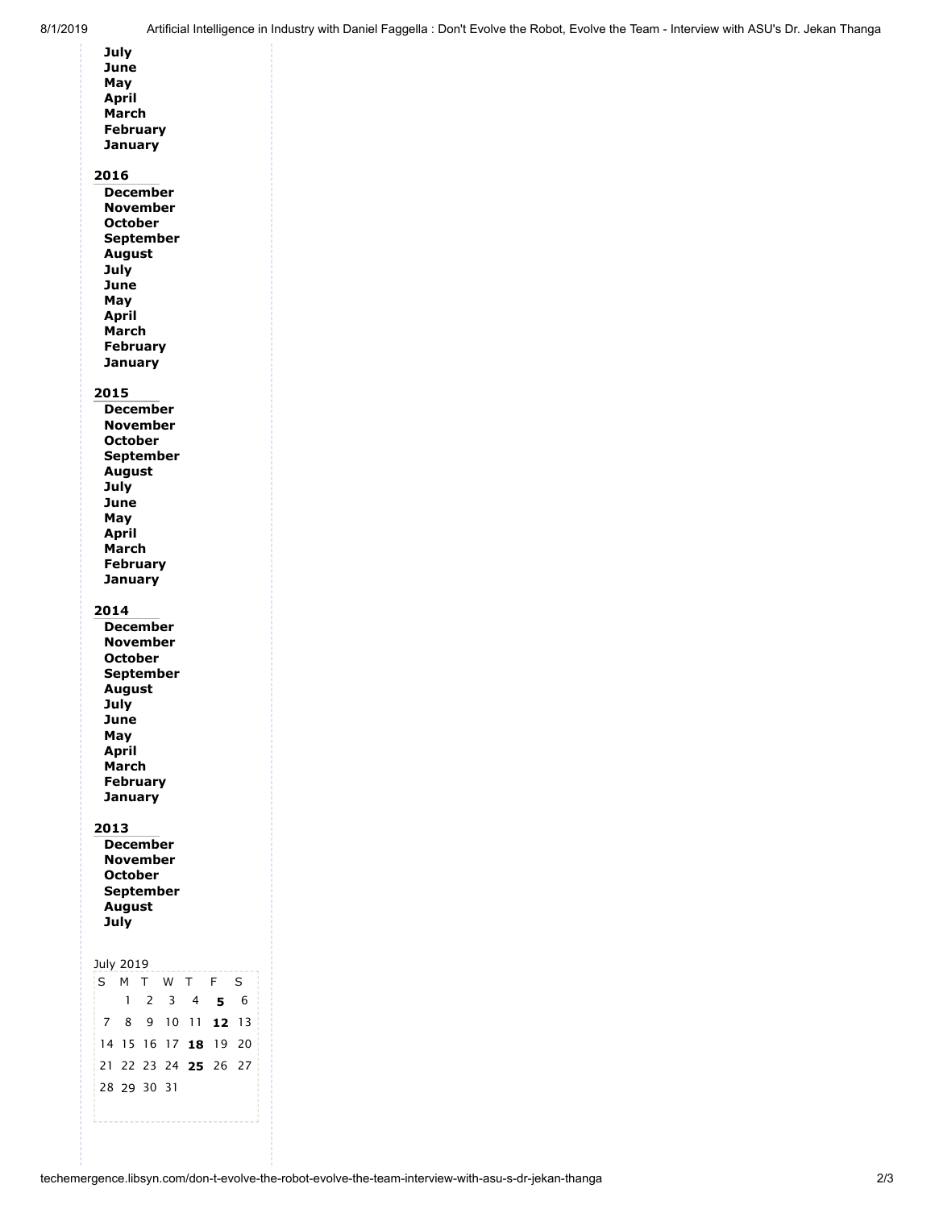**July**
**June**
**May**
**April**
**March**
**February**
**January**

**2016**

**December**
**November**
**October**
**September**
**August**
**July**
**June**
**May**
**April**
**March**
**February**
**January**

**2015**

**December**
**November**
**October**
**September**
**August**
**July**
**June**
**May**
**April**
**March**
**February**
**January**

**2014**

**December**
**November**
**October**
**September**
**August**
**July**
**June**
**May**
**April**
**March**
**February**
**January**

**2013**

**December**
**November**
**October**
**September**
**August**
**July**

July 2019

| S | M | T | W | T | F | S |
|---|---|---|---|---|---|---|
| | 1 | 2 | 3 | 4 | **5** | 6 |
| 7 | 8 | 9 | 10 | 11 | **12** | 13 |
| 14 | 15 | 16 | 17 | **18** | 19 | 20 |
| 21 | 22 | 23 | 24 | **25** | 26 | 27 |
| 28 | 29 | 30 | 31 | | | |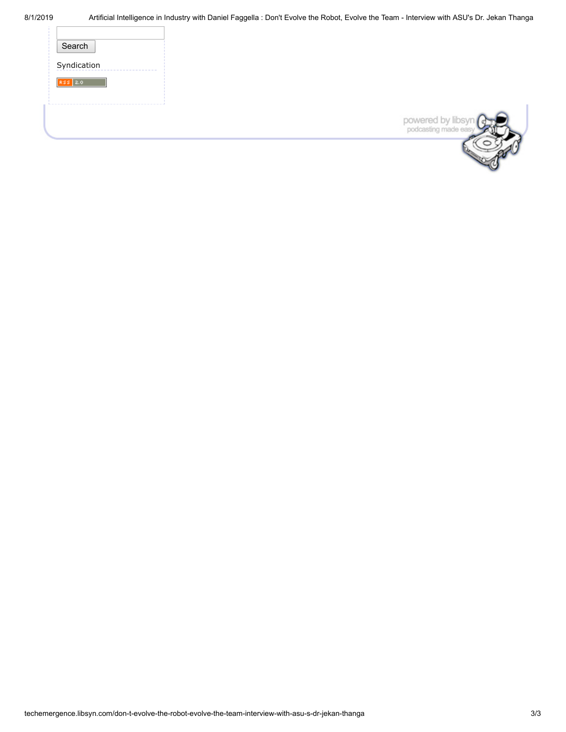Search

Syndication

RSS 2.0

powered by libsyn
podcasting made easy